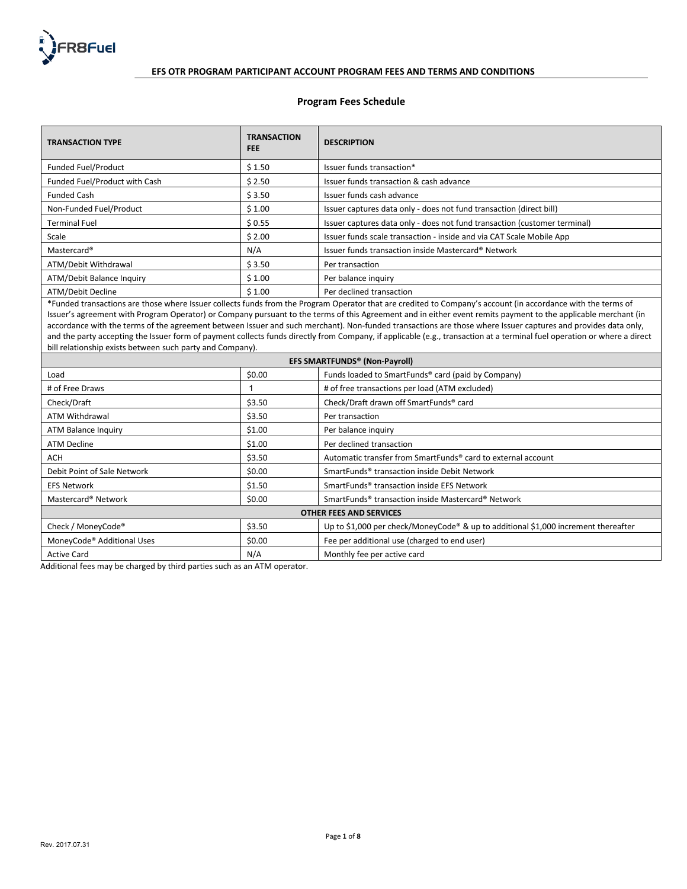## EFS OTR PROGRAM PARTICIPANT ACCOUNT PROGRAM FEES AND TERMS AND CONDITIONS

### Program Fees Schedule

| TRANSACTION TYPE | TRANSACTION FEE | DESCRIPTION |
|---|---|---|
| Funded Fuel/Product | $ 1.50 | Issuer funds transaction* |
| Funded Fuel/Product with Cash | $ 2.50 | Issuer funds transaction & cash advance |
| Funded Cash | $ 3.50 | Issuer funds cash advance |
| Non-Funded Fuel/Product | $ 1.00 | Issuer captures data only - does not fund transaction (direct bill) |
| Terminal Fuel | $ 0.55 | Issuer captures data only - does not fund transaction (customer terminal) |
| Scale | $ 2.00 | Issuer funds scale transaction - inside and via CAT Scale Mobile App |
| Mastercard® | N/A | Issuer funds transaction inside Mastercard® Network |
| ATM/Debit Withdrawal | $ 3.50 | Per transaction |
| ATM/Debit Balance Inquiry | $ 1.00 | Per balance inquiry |
| ATM/Debit Decline | $ 1.00 | Per declined transaction |
| *Funded transactions are those where Issuer collects funds from the Program Operator that are credited to Company's account (in accordance with the terms of Issuer's agreement with Program Operator) or Company pursuant to the terms of this Agreement and in either event remits payment to the applicable merchant (in accordance with the terms of the agreement between Issuer and such merchant). Non-funded transactions are those where Issuer captures and provides data only, and the party accepting the Issuer form of payment collects funds directly from Company, if applicable (e.g., transaction at a terminal fuel operation or where a direct bill relationship exists between such party and Company). | | |
| **EFS SMARTFUNDS® (Non-Payroll)** | | |
| Load | $0.00 | Funds loaded to SmartFunds® card (paid by Company) |
| # of Free Draws | 1 | # of free transactions per load (ATM excluded) |
| Check/Draft | $3.50 | Check/Draft drawn off SmartFunds® card |
| ATM Withdrawal | $3.50 | Per transaction |
| ATM Balance Inquiry | $1.00 | Per balance inquiry |
| ATM Decline | $1.00 | Per declined transaction |
| ACH | $3.50 | Automatic transfer from SmartFunds® card to external account |
| Debit Point of Sale Network | $0.00 | SmartFunds® transaction inside Debit Network |
| EFS Network | $1.50 | SmartFunds® transaction inside EFS Network |
| Mastercard® Network | $0.00 | SmartFunds® transaction inside Mastercard® Network |
| **OTHER FEES AND SERVICES** | | |
| Check / MoneyCode® | $3.50 | Up to $1,000 per check/MoneyCode® & up to additional $1,000 increment thereafter |
| MoneyCode® Additional Uses | $0.00 | Fee per additional use (charged to end user) |
| Active Card | N/A | Monthly fee per active card |

Additional fees may be charged by third parties such as an ATM operator.

Rev. 2017.07.31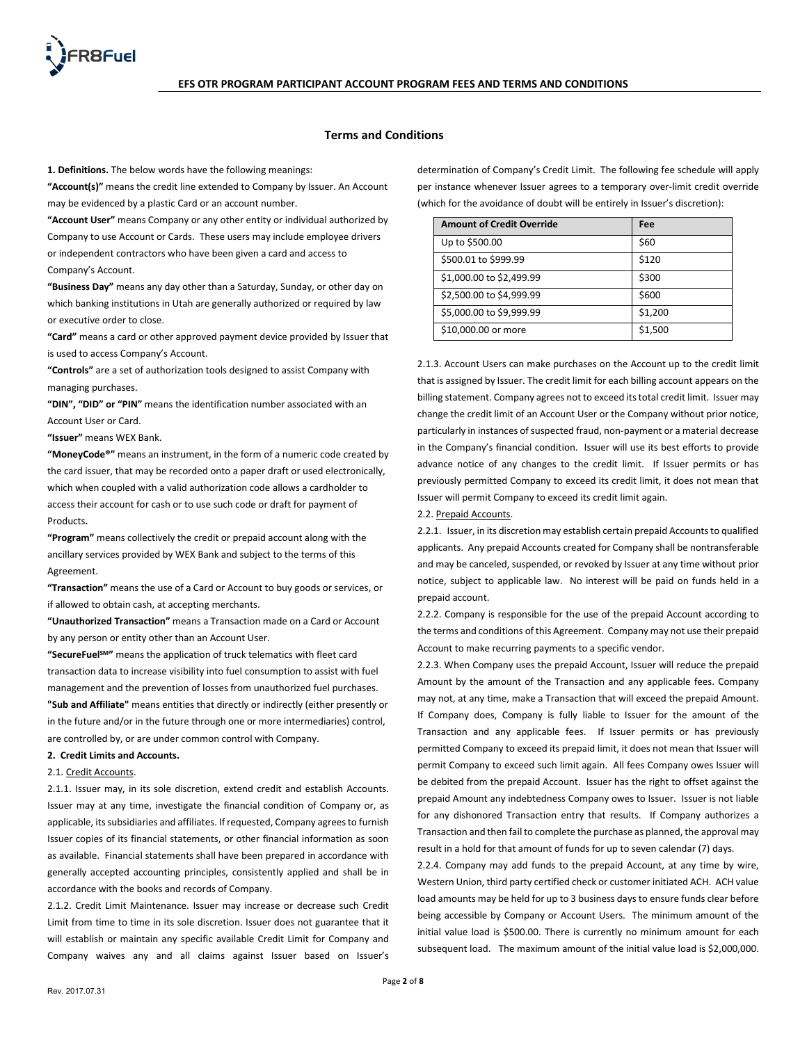**EFS OTR PROGRAM PARTICIPANT ACCOUNT PROGRAM FEES AND TERMS AND CONDITIONS**

## Terms and Conditions

**1. Definitions.** The below words have the following meanings:

**"Account(s)"** means the credit line extended to Company by Issuer. An Account may be evidenced by a plastic Card or an account number.

**"Account User"** means Company or any other entity or individual authorized by Company to use Account or Cards. These users may include employee drivers or independent contractors who have been given a card and access to Company's Account.

**"Business Day"** means any day other than a Saturday, Sunday, or other day on which banking institutions in Utah are generally authorized or required by law or executive order to close.

**"Card"** means a card or other approved payment device provided by Issuer that is used to access Company's Account.

**"Controls"** are a set of authorization tools designed to assist Company with managing purchases.

**"DIN", "DID" or "PIN"** means the identification number associated with an Account User or Card.

**"Issuer"** means WEX Bank.

**"MoneyCode®"** means an instrument, in the form of a numeric code created by the card issuer, that may be recorded onto a paper draft or used electronically, which when coupled with a valid authorization code allows a cardholder to access their account for cash or to use such code or draft for payment of Products**.**

**"Program"** means collectively the credit or prepaid account along with the ancillary services provided by WEX Bank and subject to the terms of this Agreement.

**"Transaction"** means the use of a Card or Account to buy goods or services, or if allowed to obtain cash, at accepting merchants.

**"Unauthorized Transaction"** means a Transaction made on a Card or Account by any person or entity other than an Account User.

**"SecureFuel℠"** means the application of truck telematics with fleet card transaction data to increase visibility into fuel consumption to assist with fuel management and the prevention of losses from unauthorized fuel purchases.

**"Sub and Affiliate"** means entities that directly or indirectly (either presently or in the future and/or in the future through one or more intermediaries) control, are controlled by, or are under common control with Company.

**2. Credit Limits and Accounts.**

2.1. Credit Accounts.

2.1.1. Issuer may, in its sole discretion, extend credit and establish Accounts. Issuer may at any time, investigate the financial condition of Company or, as applicable, its subsidiaries and affiliates. If requested, Company agrees to furnish Issuer copies of its financial statements, or other financial information as soon as available. Financial statements shall have been prepared in accordance with generally accepted accounting principles, consistently applied and shall be in accordance with the books and records of Company.

2.1.2. Credit Limit Maintenance. Issuer may increase or decrease such Credit Limit from time to time in its sole discretion. Issuer does not guarantee that it will establish or maintain any specific available Credit Limit for Company and Company waives any and all claims against Issuer based on Issuer's determination of Company's Credit Limit. The following fee schedule will apply per instance whenever Issuer agrees to a temporary over-limit credit override (which for the avoidance of doubt will be entirely in Issuer's discretion):

| Amount of Credit Override | Fee |
|---|---|
| Up to $500.00 | $60 |
| $500.01 to $999.99 | $120 |
| $1,000.00 to $2,499.99 | $300 |
| $2,500.00 to $4,999.99 | $600 |
| $5,000.00 to $9,999.99 | $1,200 |
| $10,000.00 or more | $1,500 |

2.1.3. Account Users can make purchases on the Account up to the credit limit that is assigned by Issuer. The credit limit for each billing account appears on the billing statement. Company agrees not to exceed its total credit limit. Issuer may change the credit limit of an Account User or the Company without prior notice, particularly in instances of suspected fraud, non-payment or a material decrease in the Company's financial condition. Issuer will use its best efforts to provide advance notice of any changes to the credit limit. If Issuer permits or has previously permitted Company to exceed its credit limit, it does not mean that Issuer will permit Company to exceed its credit limit again.

2.2. Prepaid Accounts.

2.2.1. Issuer, in its discretion may establish certain prepaid Accounts to qualified applicants. Any prepaid Accounts created for Company shall be nontransferable and may be canceled, suspended, or revoked by Issuer at any time without prior notice, subject to applicable law. No interest will be paid on funds held in a prepaid account.

2.2.2. Company is responsible for the use of the prepaid Account according to the terms and conditions of this Agreement. Company may not use their prepaid Account to make recurring payments to a specific vendor.

2.2.3. When Company uses the prepaid Account, Issuer will reduce the prepaid Amount by the amount of the Transaction and any applicable fees. Company may not, at any time, make a Transaction that will exceed the prepaid Amount. If Company does, Company is fully liable to Issuer for the amount of the Transaction and any applicable fees. If Issuer permits or has previously permitted Company to exceed its prepaid limit, it does not mean that Issuer will permit Company to exceed such limit again. All fees Company owes Issuer will be debited from the prepaid Account. Issuer has the right to offset against the prepaid Amount any indebtedness Company owes to Issuer. Issuer is not liable for any dishonored Transaction entry that results. If Company authorizes a Transaction and then fail to complete the purchase as planned, the approval may result in a hold for that amount of funds for up to seven calendar (7) days.

2.2.4. Company may add funds to the prepaid Account, at any time by wire, Western Union, third party certified check or customer initiated ACH. ACH value load amounts may be held for up to 3 business days to ensure funds clear before being accessible by Company or Account Users. The minimum amount of the initial value load is $500.00. There is currently no minimum amount for each subsequent load. The maximum amount of the initial value load is $2,000,000.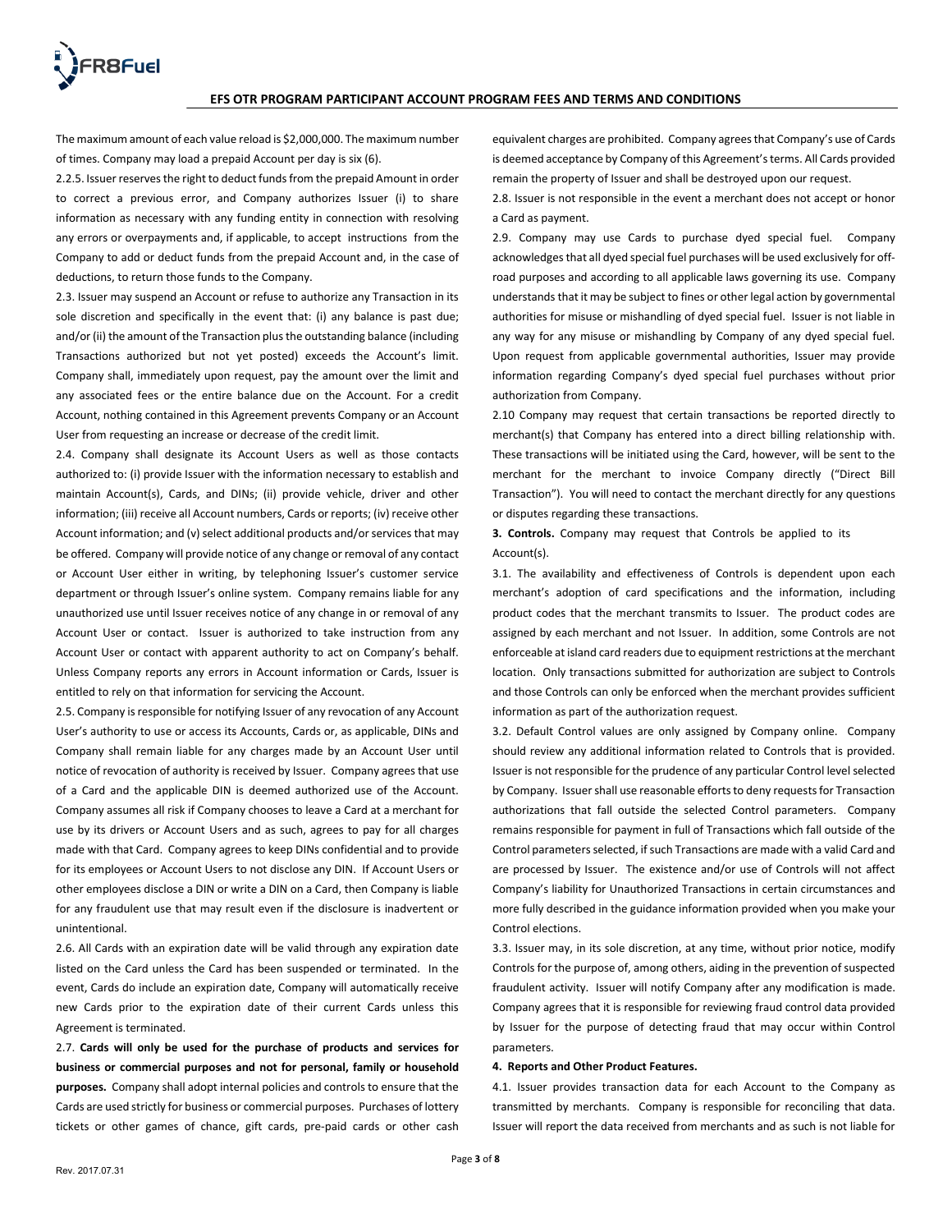The maximum amount of each value reload is $2,000,000. The maximum number of times. Company may load a prepaid Account per day is six (6).

2.2.5. Issuer reserves the right to deduct funds from the prepaid Amount in order to correct a previous error, and Company authorizes Issuer (i) to share information as necessary with any funding entity in connection with resolving any errors or overpayments and, if applicable, to accept instructions from the Company to add or deduct funds from the prepaid Account and, in the case of deductions, to return those funds to the Company.

2.3. Issuer may suspend an Account or refuse to authorize any Transaction in its sole discretion and specifically in the event that: (i) any balance is past due; and/or (ii) the amount of the Transaction plus the outstanding balance (including Transactions authorized but not yet posted) exceeds the Account's limit. Company shall, immediately upon request, pay the amount over the limit and any associated fees or the entire balance due on the Account. For a credit Account, nothing contained in this Agreement prevents Company or an Account User from requesting an increase or decrease of the credit limit.

2.4. Company shall designate its Account Users as well as those contacts authorized to: (i) provide Issuer with the information necessary to establish and maintain Account(s), Cards, and DINs; (ii) provide vehicle, driver and other information; (iii) receive all Account numbers, Cards or reports; (iv) receive other Account information; and (v) select additional products and/or services that may be offered. Company will provide notice of any change or removal of any contact or Account User either in writing, by telephoning Issuer's customer service department or through Issuer's online system. Company remains liable for any unauthorized use until Issuer receives notice of any change in or removal of any Account User or contact. Issuer is authorized to take instruction from any Account User or contact with apparent authority to act on Company's behalf. Unless Company reports any errors in Account information or Cards, Issuer is entitled to rely on that information for servicing the Account.

2.5. Company is responsible for notifying Issuer of any revocation of any Account User's authority to use or access its Accounts, Cards or, as applicable, DINs and Company shall remain liable for any charges made by an Account User until notice of revocation of authority is received by Issuer. Company agrees that use of a Card and the applicable DIN is deemed authorized use of the Account. Company assumes all risk if Company chooses to leave a Card at a merchant for use by its drivers or Account Users and as such, agrees to pay for all charges made with that Card. Company agrees to keep DINs confidential and to provide for its employees or Account Users to not disclose any DIN. If Account Users or other employees disclose a DIN or write a DIN on a Card, then Company is liable for any fraudulent use that may result even if the disclosure is inadvertent or unintentional.

2.6. All Cards with an expiration date will be valid through any expiration date listed on the Card unless the Card has been suspended or terminated. In the event, Cards do include an expiration date, Company will automatically receive new Cards prior to the expiration date of their current Cards unless this Agreement is terminated.

2.7. **Cards will only be used for the purchase of products and services for business or commercial purposes and not for personal, family or household purposes.** Company shall adopt internal policies and controls to ensure that the Cards are used strictly for business or commercial purposes. Purchases of lottery tickets or other games of chance, gift cards, pre-paid cards or other cash equivalent charges are prohibited. Company agrees that Company's use of Cards is deemed acceptance by Company of this Agreement's terms. All Cards provided remain the property of Issuer and shall be destroyed upon our request.

2.8. Issuer is not responsible in the event a merchant does not accept or honor a Card as payment.

2.9. Company may use Cards to purchase dyed special fuel. Company acknowledges that all dyed special fuel purchases will be used exclusively for off-road purposes and according to all applicable laws governing its use. Company understands that it may be subject to fines or other legal action by governmental authorities for misuse or mishandling of dyed special fuel. Issuer is not liable in any way for any misuse or mishandling by Company of any dyed special fuel. Upon request from applicable governmental authorities, Issuer may provide information regarding Company's dyed special fuel purchases without prior authorization from Company.

2.10 Company may request that certain transactions be reported directly to merchant(s) that Company has entered into a direct billing relationship with. These transactions will be initiated using the Card, however, will be sent to the merchant for the merchant to invoice Company directly ("Direct Bill Transaction"). You will need to contact the merchant directly for any questions or disputes regarding these transactions.

**3. Controls.** Company may request that Controls be applied to its Account(s).

3.1. The availability and effectiveness of Controls is dependent upon each merchant's adoption of card specifications and the information, including product codes that the merchant transmits to Issuer. The product codes are assigned by each merchant and not Issuer. In addition, some Controls are not enforceable at island card readers due to equipment restrictions at the merchant location. Only transactions submitted for authorization are subject to Controls and those Controls can only be enforced when the merchant provides sufficient information as part of the authorization request.

3.2. Default Control values are only assigned by Company online. Company should review any additional information related to Controls that is provided. Issuer is not responsible for the prudence of any particular Control level selected by Company. Issuer shall use reasonable efforts to deny requests for Transaction authorizations that fall outside the selected Control parameters. Company remains responsible for payment in full of Transactions which fall outside of the Control parameters selected, if such Transactions are made with a valid Card and are processed by Issuer. The existence and/or use of Controls will not affect Company's liability for Unauthorized Transactions in certain circumstances and more fully described in the guidance information provided when you make your Control elections.

3.3. Issuer may, in its sole discretion, at any time, without prior notice, modify Controls for the purpose of, among others, aiding in the prevention of suspected fraudulent activity. Issuer will notify Company after any modification is made. Company agrees that it is responsible for reviewing fraud control data provided by Issuer for the purpose of detecting fraud that may occur within Control parameters.

**4. Reports and Other Product Features.**

4.1. Issuer provides transaction data for each Account to the Company as transmitted by merchants. Company is responsible for reconciling that data. Issuer will report the data received from merchants and as such is not liable for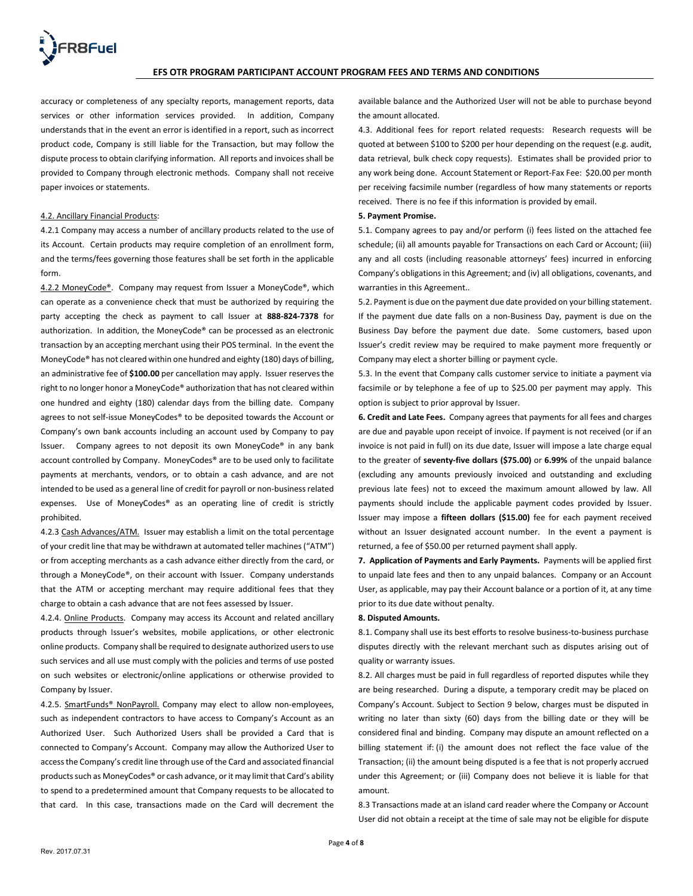accuracy or completeness of any specialty reports, management reports, data services or other information services provided. In addition, Company understands that in the event an error is identified in a report, such as incorrect product code, Company is still liable for the Transaction, but may follow the dispute process to obtain clarifying information. All reports and invoices shall be provided to Company through electronic methods. Company shall not receive paper invoices or statements.

4.2. Ancillary Financial Products:

4.2.1 Company may access a number of ancillary products related to the use of its Account. Certain products may require completion of an enrollment form, and the terms/fees governing those features shall be set forth in the applicable form.

4.2.2 MoneyCode®. Company may request from Issuer a MoneyCode®, which can operate as a convenience check that must be authorized by requiring the party accepting the check as payment to call Issuer at **888-824-7378** for authorization. In addition, the MoneyCode® can be processed as an electronic transaction by an accepting merchant using their POS terminal. In the event the MoneyCode® has not cleared within one hundred and eighty (180) days of billing, an administrative fee of **$100.00** per cancellation may apply. Issuer reserves the right to no longer honor a MoneyCode® authorization that has not cleared within one hundred and eighty (180) calendar days from the billing date. Company agrees to not self-issue MoneyCodes® to be deposited towards the Account or Company's own bank accounts including an account used by Company to pay Issuer. Company agrees to not deposit its own MoneyCode® in any bank account controlled by Company. MoneyCodes® are to be used only to facilitate payments at merchants, vendors, or to obtain a cash advance, and are not intended to be used as a general line of credit for payroll or non-business related expenses. Use of MoneyCodes® as an operating line of credit is strictly prohibited.

4.2.3 Cash Advances/ATM. Issuer may establish a limit on the total percentage of your credit line that may be withdrawn at automated teller machines ("ATM") or from accepting merchants as a cash advance either directly from the card, or through a MoneyCode®, on their account with Issuer. Company understands that the ATM or accepting merchant may require additional fees that they charge to obtain a cash advance that are not fees assessed by Issuer.

4.2.4. Online Products. Company may access its Account and related ancillary products through Issuer's websites, mobile applications, or other electronic online products. Company shall be required to designate authorized users to use such services and all use must comply with the policies and terms of use posted on such websites or electronic/online applications or otherwise provided to Company by Issuer.

4.2.5. SmartFunds® NonPayroll. Company may elect to allow non-employees, such as independent contractors to have access to Company's Account as an Authorized User. Such Authorized Users shall be provided a Card that is connected to Company's Account. Company may allow the Authorized User to access the Company's credit line through use of the Card and associated financial products such as MoneyCodes® or cash advance, or it may limit that Card's ability to spend to a predetermined amount that Company requests to be allocated to that card. In this case, transactions made on the Card will decrement the available balance and the Authorized User will not be able to purchase beyond the amount allocated.

4.3. Additional fees for report related requests: Research requests will be quoted at between $100 to $200 per hour depending on the request (e.g. audit, data retrieval, bulk check copy requests). Estimates shall be provided prior to any work being done. Account Statement or Report-Fax Fee: $20.00 per month per receiving facsimile number (regardless of how many statements or reports received. There is no fee if this information is provided by email.

**5. Payment Promise.**

5.1. Company agrees to pay and/or perform (i) fees listed on the attached fee schedule; (ii) all amounts payable for Transactions on each Card or Account; (iii) any and all costs (including reasonable attorneys' fees) incurred in enforcing Company's obligations in this Agreement; and (iv) all obligations, covenants, and warranties in this Agreement..

5.2. Payment is due on the payment due date provided on your billing statement. If the payment due date falls on a non-Business Day, payment is due on the Business Day before the payment due date. Some customers, based upon Issuer's credit review may be required to make payment more frequently or Company may elect a shorter billing or payment cycle.

5.3. In the event that Company calls customer service to initiate a payment via facsimile or by telephone a fee of up to $25.00 per payment may apply. This option is subject to prior approval by Issuer.

**6. Credit and Late Fees.** Company agrees that payments for all fees and charges are due and payable upon receipt of invoice. If payment is not received (or if an invoice is not paid in full) on its due date, Issuer will impose a late charge equal to the greater of **seventy-five dollars ($75.00)** or **6.99%** of the unpaid balance (excluding any amounts previously invoiced and outstanding and excluding previous late fees) not to exceed the maximum amount allowed by law. All payments should include the applicable payment codes provided by Issuer. Issuer may impose a **fifteen dollars ($15.00)** fee for each payment received without an Issuer designated account number. In the event a payment is returned, a fee of $50.00 per returned payment shall apply.

**7. Application of Payments and Early Payments.** Payments will be applied first to unpaid late fees and then to any unpaid balances. Company or an Account User, as applicable, may pay their Account balance or a portion of it, at any time prior to its due date without penalty.

**8. Disputed Amounts.**

8.1. Company shall use its best efforts to resolve business-to-business purchase disputes directly with the relevant merchant such as disputes arising out of quality or warranty issues.

8.2. All charges must be paid in full regardless of reported disputes while they are being researched. During a dispute, a temporary credit may be placed on Company's Account. Subject to Section 9 below, charges must be disputed in writing no later than sixty (60) days from the billing date or they will be considered final and binding. Company may dispute an amount reflected on a billing statement if: (i) the amount does not reflect the face value of the Transaction; (ii) the amount being disputed is a fee that is not properly accrued under this Agreement; or (iii) Company does not believe it is liable for that amount.

8.3 Transactions made at an island card reader where the Company or Account User did not obtain a receipt at the time of sale may not be eligible for dispute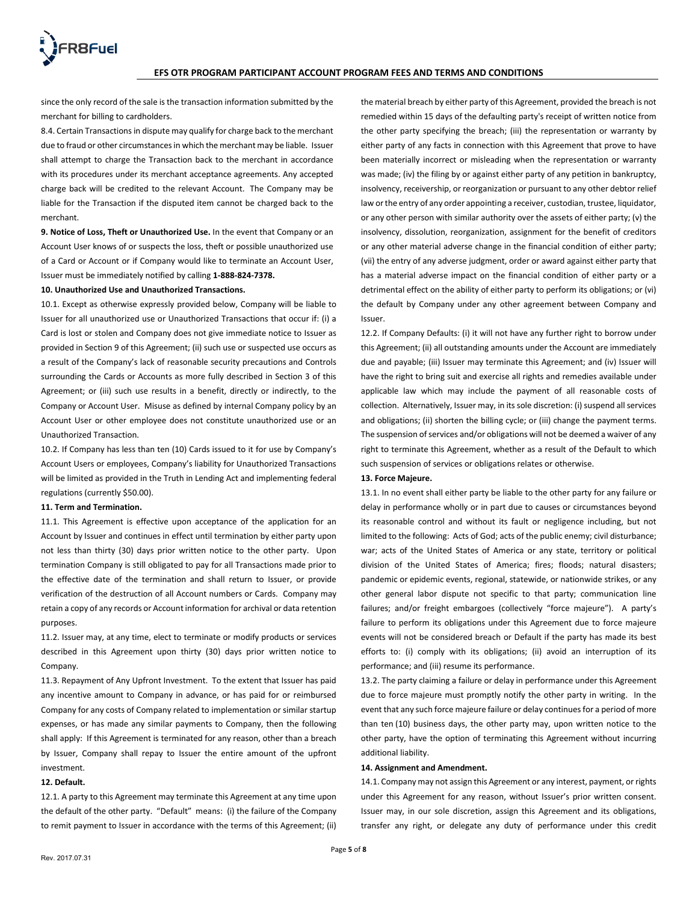since the only record of the sale is the transaction information submitted by the merchant for billing to cardholders.

8.4. Certain Transactions in dispute may qualify for charge back to the merchant due to fraud or other circumstances in which the merchant may be liable. Issuer shall attempt to charge the Transaction back to the merchant in accordance with its procedures under its merchant acceptance agreements. Any accepted charge back will be credited to the relevant Account. The Company may be liable for the Transaction if the disputed item cannot be charged back to the merchant.

**9. Notice of Loss, Theft or Unauthorized Use.** In the event that Company or an Account User knows of or suspects the loss, theft or possible unauthorized use of a Card or Account or if Company would like to terminate an Account User, Issuer must be immediately notified by calling **1-888-824-7378.**

**10. Unauthorized Use and Unauthorized Transactions.**

10.1. Except as otherwise expressly provided below, Company will be liable to Issuer for all unauthorized use or Unauthorized Transactions that occur if: (i) a Card is lost or stolen and Company does not give immediate notice to Issuer as provided in Section 9 of this Agreement; (ii) such use or suspected use occurs as a result of the Company's lack of reasonable security precautions and Controls surrounding the Cards or Accounts as more fully described in Section 3 of this Agreement; or (iii) such use results in a benefit, directly or indirectly, to the Company or Account User. Misuse as defined by internal Company policy by an Account User or other employee does not constitute unauthorized use or an Unauthorized Transaction.

10.2. If Company has less than ten (10) Cards issued to it for use by Company's Account Users or employees, Company's liability for Unauthorized Transactions will be limited as provided in the Truth in Lending Act and implementing federal regulations (currently $50.00).

**11. Term and Termination.**

11.1. This Agreement is effective upon acceptance of the application for an Account by Issuer and continues in effect until termination by either party upon not less than thirty (30) days prior written notice to the other party. Upon termination Company is still obligated to pay for all Transactions made prior to the effective date of the termination and shall return to Issuer, or provide verification of the destruction of all Account numbers or Cards. Company may retain a copy of any records or Account information for archival or data retention purposes.

11.2. Issuer may, at any time, elect to terminate or modify products or services described in this Agreement upon thirty (30) days prior written notice to Company.

11.3. Repayment of Any Upfront Investment. To the extent that Issuer has paid any incentive amount to Company in advance, or has paid for or reimbursed Company for any costs of Company related to implementation or similar startup expenses, or has made any similar payments to Company, then the following shall apply: If this Agreement is terminated for any reason, other than a breach by Issuer, Company shall repay to Issuer the entire amount of the upfront investment.

**12. Default.**

12.1. A party to this Agreement may terminate this Agreement at any time upon the default of the other party. "Default" means: (i) the failure of the Company to remit payment to Issuer in accordance with the terms of this Agreement; (ii) the material breach by either party of this Agreement, provided the breach is not remedied within 15 days of the defaulting party's receipt of written notice from the other party specifying the breach; (iii) the representation or warranty by either party of any facts in connection with this Agreement that prove to have been materially incorrect or misleading when the representation or warranty was made; (iv) the filing by or against either party of any petition in bankruptcy, insolvency, receivership, or reorganization or pursuant to any other debtor relief law or the entry of any order appointing a receiver, custodian, trustee, liquidator, or any other person with similar authority over the assets of either party; (v) the insolvency, dissolution, reorganization, assignment for the benefit of creditors or any other material adverse change in the financial condition of either party; (vii) the entry of any adverse judgment, order or award against either party that has a material adverse impact on the financial condition of either party or a detrimental effect on the ability of either party to perform its obligations; or (vi) the default by Company under any other agreement between Company and Issuer.

12.2. If Company Defaults: (i) it will not have any further right to borrow under this Agreement; (ii) all outstanding amounts under the Account are immediately due and payable; (iii) Issuer may terminate this Agreement; and (iv) Issuer will have the right to bring suit and exercise all rights and remedies available under applicable law which may include the payment of all reasonable costs of collection. Alternatively, Issuer may, in its sole discretion: (i) suspend all services and obligations; (ii) shorten the billing cycle; or (iii) change the payment terms. The suspension of services and/or obligations will not be deemed a waiver of any right to terminate this Agreement, whether as a result of the Default to which such suspension of services or obligations relates or otherwise.

**13. Force Majeure.**

13.1. In no event shall either party be liable to the other party for any failure or delay in performance wholly or in part due to causes or circumstances beyond its reasonable control and without its fault or negligence including, but not limited to the following: Acts of God; acts of the public enemy; civil disturbance; war; acts of the United States of America or any state, territory or political division of the United States of America; fires; floods; natural disasters; pandemic or epidemic events, regional, statewide, or nationwide strikes, or any other general labor dispute not specific to that party; communication line failures; and/or freight embargoes (collectively "force majeure"). A party's failure to perform its obligations under this Agreement due to force majeure events will not be considered breach or Default if the party has made its best efforts to: (i) comply with its obligations; (ii) avoid an interruption of its performance; and (iii) resume its performance.

13.2. The party claiming a failure or delay in performance under this Agreement due to force majeure must promptly notify the other party in writing. In the event that any such force majeure failure or delay continues for a period of more than ten (10) business days, the other party may, upon written notice to the other party, have the option of terminating this Agreement without incurring additional liability.

**14. Assignment and Amendment.**

14.1. Company may not assign this Agreement or any interest, payment, or rights under this Agreement for any reason, without Issuer's prior written consent. Issuer may, in our sole discretion, assign this Agreement and its obligations, transfer any right, or delegate any duty of performance under this credit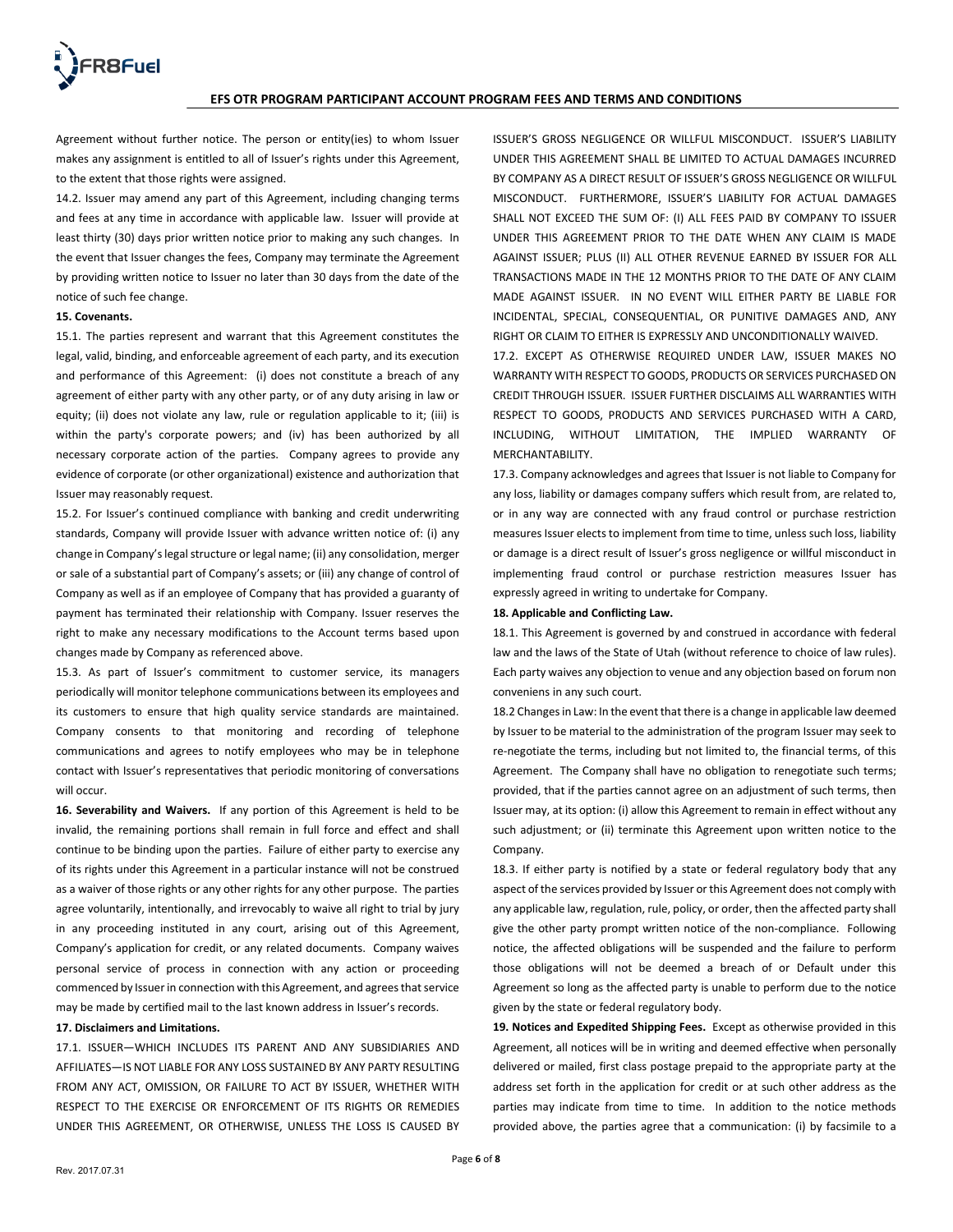Agreement without further notice. The person or entity(ies) to whom Issuer makes any assignment is entitled to all of Issuer's rights under this Agreement, to the extent that those rights were assigned.

14.2. Issuer may amend any part of this Agreement, including changing terms and fees at any time in accordance with applicable law. Issuer will provide at least thirty (30) days prior written notice prior to making any such changes. In the event that Issuer changes the fees, Company may terminate the Agreement by providing written notice to Issuer no later than 30 days from the date of the notice of such fee change.

**15. Covenants.**

15.1. The parties represent and warrant that this Agreement constitutes the legal, valid, binding, and enforceable agreement of each party, and its execution and performance of this Agreement: (i) does not constitute a breach of any agreement of either party with any other party, or of any duty arising in law or equity; (ii) does not violate any law, rule or regulation applicable to it; (iii) is within the party's corporate powers; and (iv) has been authorized by all necessary corporate action of the parties. Company agrees to provide any evidence of corporate (or other organizational) existence and authorization that Issuer may reasonably request.

15.2. For Issuer's continued compliance with banking and credit underwriting standards, Company will provide Issuer with advance written notice of: (i) any change in Company's legal structure or legal name; (ii) any consolidation, merger or sale of a substantial part of Company's assets; or (iii) any change of control of Company as well as if an employee of Company that has provided a guaranty of payment has terminated their relationship with Company. Issuer reserves the right to make any necessary modifications to the Account terms based upon changes made by Company as referenced above.

15.3. As part of Issuer's commitment to customer service, its managers periodically will monitor telephone communications between its employees and its customers to ensure that high quality service standards are maintained. Company consents to that monitoring and recording of telephone communications and agrees to notify employees who may be in telephone contact with Issuer's representatives that periodic monitoring of conversations will occur.

**16. Severability and Waivers.** If any portion of this Agreement is held to be invalid, the remaining portions shall remain in full force and effect and shall continue to be binding upon the parties. Failure of either party to exercise any of its rights under this Agreement in a particular instance will not be construed as a waiver of those rights or any other rights for any other purpose. The parties agree voluntarily, intentionally, and irrevocably to waive all right to trial by jury in any proceeding instituted in any court, arising out of this Agreement, Company's application for credit, or any related documents. Company waives personal service of process in connection with any action or proceeding commenced by Issuer in connection with this Agreement, and agrees that service may be made by certified mail to the last known address in Issuer's records.

**17. Disclaimers and Limitations.**

17.1. ISSUER—WHICH INCLUDES ITS PARENT AND ANY SUBSIDIARIES AND AFFILIATES—IS NOT LIABLE FOR ANY LOSS SUSTAINED BY ANY PARTY RESULTING FROM ANY ACT, OMISSION, OR FAILURE TO ACT BY ISSUER, WHETHER WITH RESPECT TO THE EXERCISE OR ENFORCEMENT OF ITS RIGHTS OR REMEDIES UNDER THIS AGREEMENT, OR OTHERWISE, UNLESS THE LOSS IS CAUSED BY ISSUER'S GROSS NEGLIGENCE OR WILLFUL MISCONDUCT. ISSUER'S LIABILITY UNDER THIS AGREEMENT SHALL BE LIMITED TO ACTUAL DAMAGES INCURRED BY COMPANY AS A DIRECT RESULT OF ISSUER'S GROSS NEGLIGENCE OR WILLFUL MISCONDUCT. FURTHERMORE, ISSUER'S LIABILITY FOR ACTUAL DAMAGES SHALL NOT EXCEED THE SUM OF: (I) ALL FEES PAID BY COMPANY TO ISSUER UNDER THIS AGREEMENT PRIOR TO THE DATE WHEN ANY CLAIM IS MADE AGAINST ISSUER; PLUS (II) ALL OTHER REVENUE EARNED BY ISSUER FOR ALL TRANSACTIONS MADE IN THE 12 MONTHS PRIOR TO THE DATE OF ANY CLAIM MADE AGAINST ISSUER. IN NO EVENT WILL EITHER PARTY BE LIABLE FOR INCIDENTAL, SPECIAL, CONSEQUENTIAL, OR PUNITIVE DAMAGES AND, ANY RIGHT OR CLAIM TO EITHER IS EXPRESSLY AND UNCONDITIONALLY WAIVED.

17.2. EXCEPT AS OTHERWISE REQUIRED UNDER LAW, ISSUER MAKES NO WARRANTY WITH RESPECT TO GOODS, PRODUCTS OR SERVICES PURCHASED ON CREDIT THROUGH ISSUER. ISSUER FURTHER DISCLAIMS ALL WARRANTIES WITH RESPECT TO GOODS, PRODUCTS AND SERVICES PURCHASED WITH A CARD, INCLUDING, WITHOUT LIMITATION, THE IMPLIED WARRANTY OF MERCHANTABILITY.

17.3. Company acknowledges and agrees that Issuer is not liable to Company for any loss, liability or damages company suffers which result from, are related to, or in any way are connected with any fraud control or purchase restriction measures Issuer elects to implement from time to time, unless such loss, liability or damage is a direct result of Issuer's gross negligence or willful misconduct in implementing fraud control or purchase restriction measures Issuer has expressly agreed in writing to undertake for Company.

**18. Applicable and Conflicting Law.**

18.1. This Agreement is governed by and construed in accordance with federal law and the laws of the State of Utah (without reference to choice of law rules). Each party waives any objection to venue and any objection based on forum non conveniens in any such court.

18.2 Changes in Law: In the event that there is a change in applicable law deemed by Issuer to be material to the administration of the program Issuer may seek to re-negotiate the terms, including but not limited to, the financial terms, of this Agreement. The Company shall have no obligation to renegotiate such terms; provided, that if the parties cannot agree on an adjustment of such terms, then Issuer may, at its option: (i) allow this Agreement to remain in effect without any such adjustment; or (ii) terminate this Agreement upon written notice to the Company.

18.3. If either party is notified by a state or federal regulatory body that any aspect of the services provided by Issuer or this Agreement does not comply with any applicable law, regulation, rule, policy, or order, then the affected party shall give the other party prompt written notice of the non-compliance. Following notice, the affected obligations will be suspended and the failure to perform those obligations will not be deemed a breach of or Default under this Agreement so long as the affected party is unable to perform due to the notice given by the state or federal regulatory body.

**19. Notices and Expedited Shipping Fees.** Except as otherwise provided in this Agreement, all notices will be in writing and deemed effective when personally delivered or mailed, first class postage prepaid to the appropriate party at the address set forth in the application for credit or at such other address as the parties may indicate from time to time. In addition to the notice methods provided above, the parties agree that a communication: (i) by facsimile to a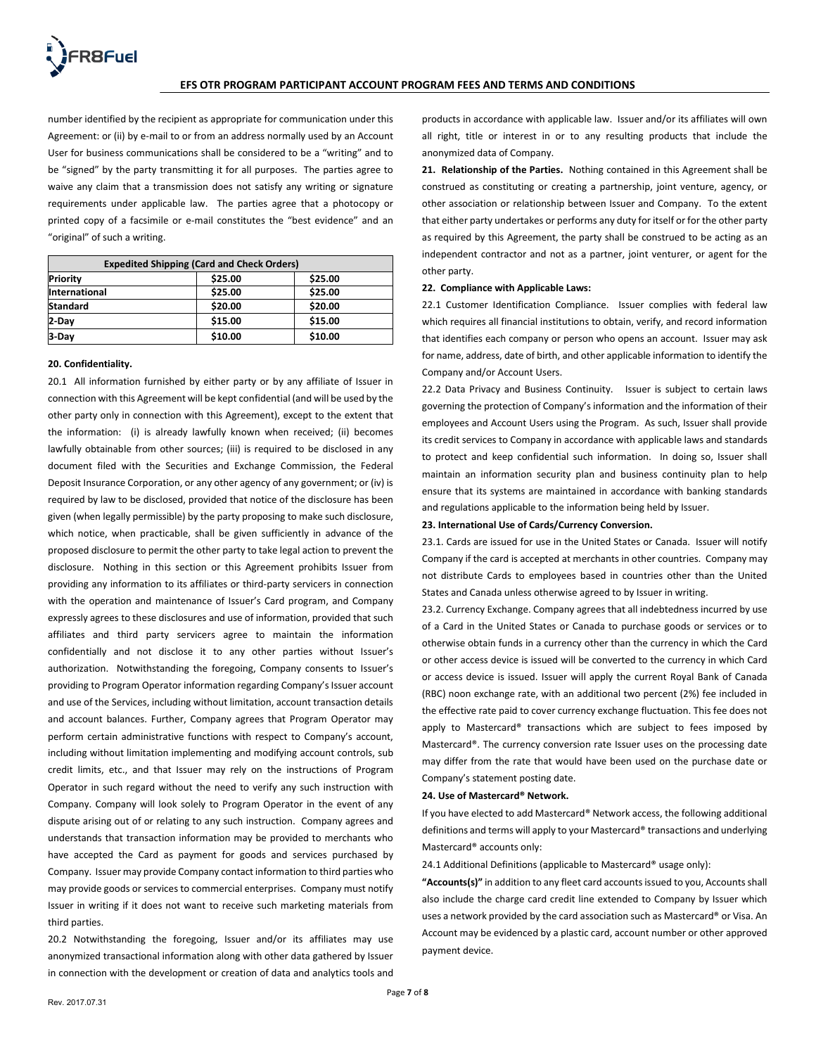number identified by the recipient as appropriate for communication under this Agreement: or (ii) by e-mail to or from an address normally used by an Account User for business communications shall be considered to be a "writing" and to be "signed" by the party transmitting it for all purposes. The parties agree to waive any claim that a transmission does not satisfy any writing or signature requirements under applicable law. The parties agree that a photocopy or printed copy of a facsimile or e-mail constitutes the "best evidence" and an "original" of such a writing.

| Expedited Shipping (Card and Check Orders) | | |
|---|---|---|
| **Priority** | **$25.00** | **$25.00** |
| **International** | **$25.00** | **$25.00** |
| **Standard** | **$20.00** | **$20.00** |
| **2-Day** | **$15.00** | **$15.00** |
| **3-Day** | **$10.00** | **$10.00** |

**20. Confidentiality.**

20.1 All information furnished by either party or by any affiliate of Issuer in connection with this Agreement will be kept confidential (and will be used by the other party only in connection with this Agreement), except to the extent that the information: (i) is already lawfully known when received; (ii) becomes lawfully obtainable from other sources; (iii) is required to be disclosed in any document filed with the Securities and Exchange Commission, the Federal Deposit Insurance Corporation, or any other agency of any government; or (iv) is required by law to be disclosed, provided that notice of the disclosure has been given (when legally permissible) by the party proposing to make such disclosure, which notice, when practicable, shall be given sufficiently in advance of the proposed disclosure to permit the other party to take legal action to prevent the disclosure. Nothing in this section or this Agreement prohibits Issuer from providing any information to its affiliates or third-party servicers in connection with the operation and maintenance of Issuer's Card program, and Company expressly agrees to these disclosures and use of information, provided that such affiliates and third party servicers agree to maintain the information confidentially and not disclose it to any other parties without Issuer's authorization. Notwithstanding the foregoing, Company consents to Issuer's providing to Program Operator information regarding Company's Issuer account and use of the Services, including without limitation, account transaction details and account balances. Further, Company agrees that Program Operator may perform certain administrative functions with respect to Company's account, including without limitation implementing and modifying account controls, sub credit limits, etc., and that Issuer may rely on the instructions of Program Operator in such regard without the need to verify any such instruction with Company. Company will look solely to Program Operator in the event of any dispute arising out of or relating to any such instruction. Company agrees and understands that transaction information may be provided to merchants who have accepted the Card as payment for goods and services purchased by Company. Issuer may provide Company contact information to third parties who may provide goods or services to commercial enterprises. Company must notify Issuer in writing if it does not want to receive such marketing materials from third parties.

20.2 Notwithstanding the foregoing, Issuer and/or its affiliates may use anonymized transactional information along with other data gathered by Issuer in connection with the development or creation of data and analytics tools and products in accordance with applicable law. Issuer and/or its affiliates will own all right, title or interest in or to any resulting products that include the anonymized data of Company.

**21. Relationship of the Parties.** Nothing contained in this Agreement shall be construed as constituting or creating a partnership, joint venture, agency, or other association or relationship between Issuer and Company. To the extent that either party undertakes or performs any duty for itself or for the other party as required by this Agreement, the party shall be construed to be acting as an independent contractor and not as a partner, joint venturer, or agent for the other party.

**22. Compliance with Applicable Laws:**

22.1 Customer Identification Compliance. Issuer complies with federal law which requires all financial institutions to obtain, verify, and record information that identifies each company or person who opens an account. Issuer may ask for name, address, date of birth, and other applicable information to identify the Company and/or Account Users.

22.2 Data Privacy and Business Continuity. Issuer is subject to certain laws governing the protection of Company's information and the information of their employees and Account Users using the Program. As such, Issuer shall provide its credit services to Company in accordance with applicable laws and standards to protect and keep confidential such information. In doing so, Issuer shall maintain an information security plan and business continuity plan to help ensure that its systems are maintained in accordance with banking standards and regulations applicable to the information being held by Issuer.

**23. International Use of Cards/Currency Conversion.**

23.1. Cards are issued for use in the United States or Canada. Issuer will notify Company if the card is accepted at merchants in other countries. Company may not distribute Cards to employees based in countries other than the United States and Canada unless otherwise agreed to by Issuer in writing.

23.2. Currency Exchange. Company agrees that all indebtedness incurred by use of a Card in the United States or Canada to purchase goods or services or to otherwise obtain funds in a currency other than the currency in which the Card or other access device is issued will be converted to the currency in which Card or access device is issued. Issuer will apply the current Royal Bank of Canada (RBC) noon exchange rate, with an additional two percent (2%) fee included in the effective rate paid to cover currency exchange fluctuation. This fee does not apply to Mastercard® transactions which are subject to fees imposed by Mastercard®. The currency conversion rate Issuer uses on the processing date may differ from the rate that would have been used on the purchase date or Company's statement posting date.

**24. Use of Mastercard® Network.**

If you have elected to add Mastercard® Network access, the following additional definitions and terms will apply to your Mastercard® transactions and underlying Mastercard® accounts only:

24.1 Additional Definitions (applicable to Mastercard® usage only):

**"Accounts(s)"** in addition to any fleet card accounts issued to you, Accounts shall also include the charge card credit line extended to Company by Issuer which uses a network provided by the card association such as Mastercard® or Visa. An Account may be evidenced by a plastic card, account number or other approved payment device.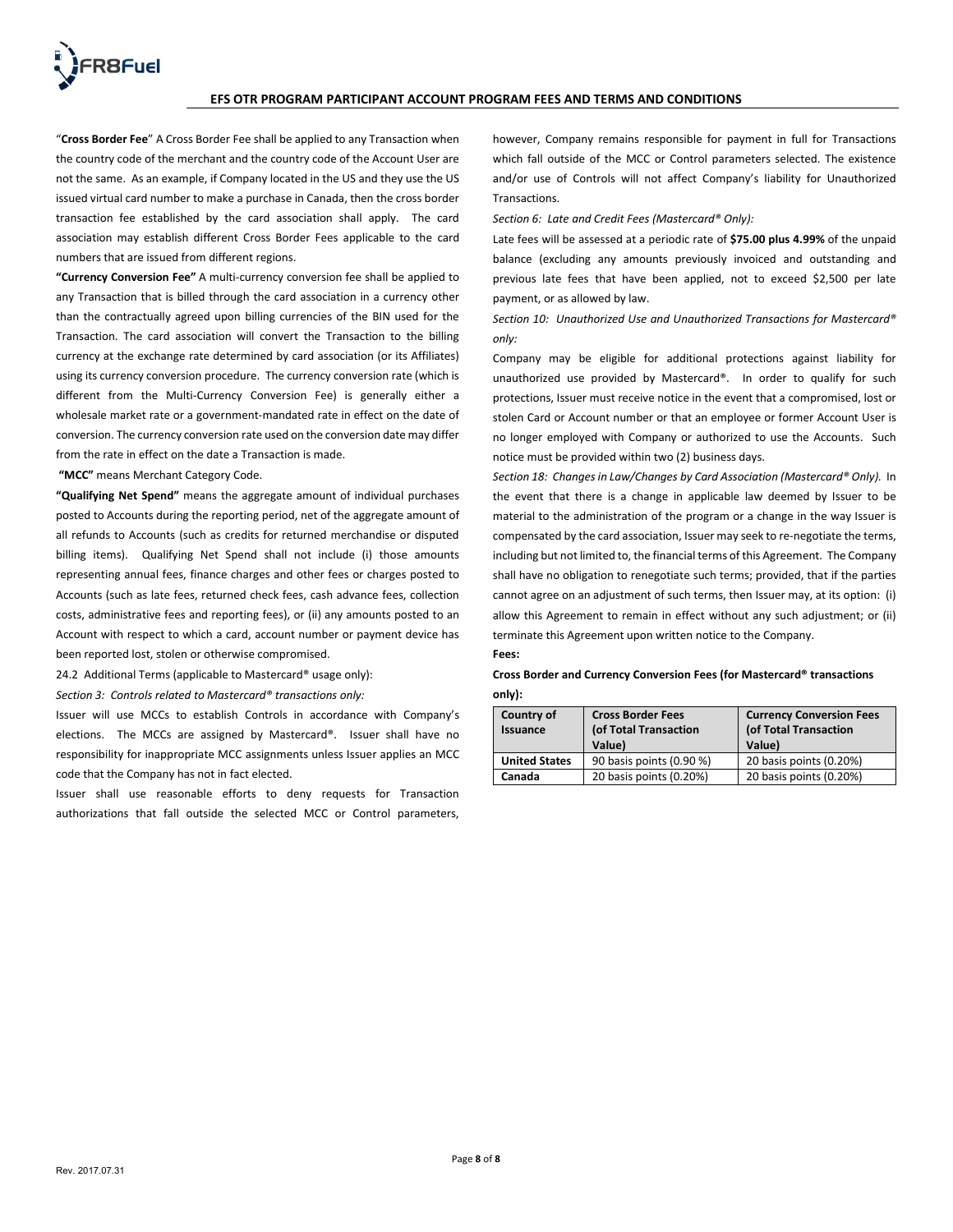"**Cross Border Fee**" A Cross Border Fee shall be applied to any Transaction when the country code of the merchant and the country code of the Account User are not the same. As an example, if Company located in the US and they use the US issued virtual card number to make a purchase in Canada, then the cross border transaction fee established by the card association shall apply. The card association may establish different Cross Border Fees applicable to the card numbers that are issued from different regions.

**"Currency Conversion Fee"** A multi-currency conversion fee shall be applied to any Transaction that is billed through the card association in a currency other than the contractually agreed upon billing currencies of the BIN used for the Transaction. The card association will convert the Transaction to the billing currency at the exchange rate determined by card association (or its Affiliates) using its currency conversion procedure. The currency conversion rate (which is different from the Multi-Currency Conversion Fee) is generally either a wholesale market rate or a government-mandated rate in effect on the date of conversion. The currency conversion rate used on the conversion date may differ from the rate in effect on the date a Transaction is made.

**"MCC"** means Merchant Category Code.

**"Qualifying Net Spend"** means the aggregate amount of individual purchases posted to Accounts during the reporting period, net of the aggregate amount of all refunds to Accounts (such as credits for returned merchandise or disputed billing items). Qualifying Net Spend shall not include (i) those amounts representing annual fees, finance charges and other fees or charges posted to Accounts (such as late fees, returned check fees, cash advance fees, collection costs, administrative fees and reporting fees), or (ii) any amounts posted to an Account with respect to which a card, account number or payment device has been reported lost, stolen or otherwise compromised.

24.2 Additional Terms (applicable to Mastercard® usage only):

*Section 3: Controls related to Mastercard® transactions only:*

Issuer will use MCCs to establish Controls in accordance with Company's elections. The MCCs are assigned by Mastercard®. Issuer shall have no responsibility for inappropriate MCC assignments unless Issuer applies an MCC code that the Company has not in fact elected.

Issuer shall use reasonable efforts to deny requests for Transaction authorizations that fall outside the selected MCC or Control parameters, however, Company remains responsible for payment in full for Transactions which fall outside of the MCC or Control parameters selected. The existence and/or use of Controls will not affect Company's liability for Unauthorized Transactions.

*Section 6: Late and Credit Fees (Mastercard® Only):*

Late fees will be assessed at a periodic rate of **$75.00 plus 4.99%** of the unpaid balance (excluding any amounts previously invoiced and outstanding and previous late fees that have been applied, not to exceed $2,500 per late payment, or as allowed by law.

*Section 10: Unauthorized Use and Unauthorized Transactions for Mastercard® only:*

Company may be eligible for additional protections against liability for unauthorized use provided by Mastercard®. In order to qualify for such protections, Issuer must receive notice in the event that a compromised, lost or stolen Card or Account number or that an employee or former Account User is no longer employed with Company or authorized to use the Accounts. Such notice must be provided within two (2) business days.

*Section 18: Changes in Law/Changes by Card Association (Mastercard® Only).* In the event that there is a change in applicable law deemed by Issuer to be material to the administration of the program or a change in the way Issuer is compensated by the card association, Issuer may seek to re-negotiate the terms, including but not limited to, the financial terms of this Agreement. The Company shall have no obligation to renegotiate such terms; provided, that if the parties cannot agree on an adjustment of such terms, then Issuer may, at its option: (i) allow this Agreement to remain in effect without any such adjustment; or (ii) terminate this Agreement upon written notice to the Company.

**Fees:**

**Cross Border and Currency Conversion Fees (for Mastercard® transactions only):**

| Country of Issuance | Cross Border Fees (of Total Transaction Value) | Currency Conversion Fees (of Total Transaction Value) |
|---|---|---|
| **United States** | 90 basis points (0.90 %) | 20 basis points (0.20%) |
| **Canada** | 20 basis points (0.20%) | 20 basis points (0.20%) |